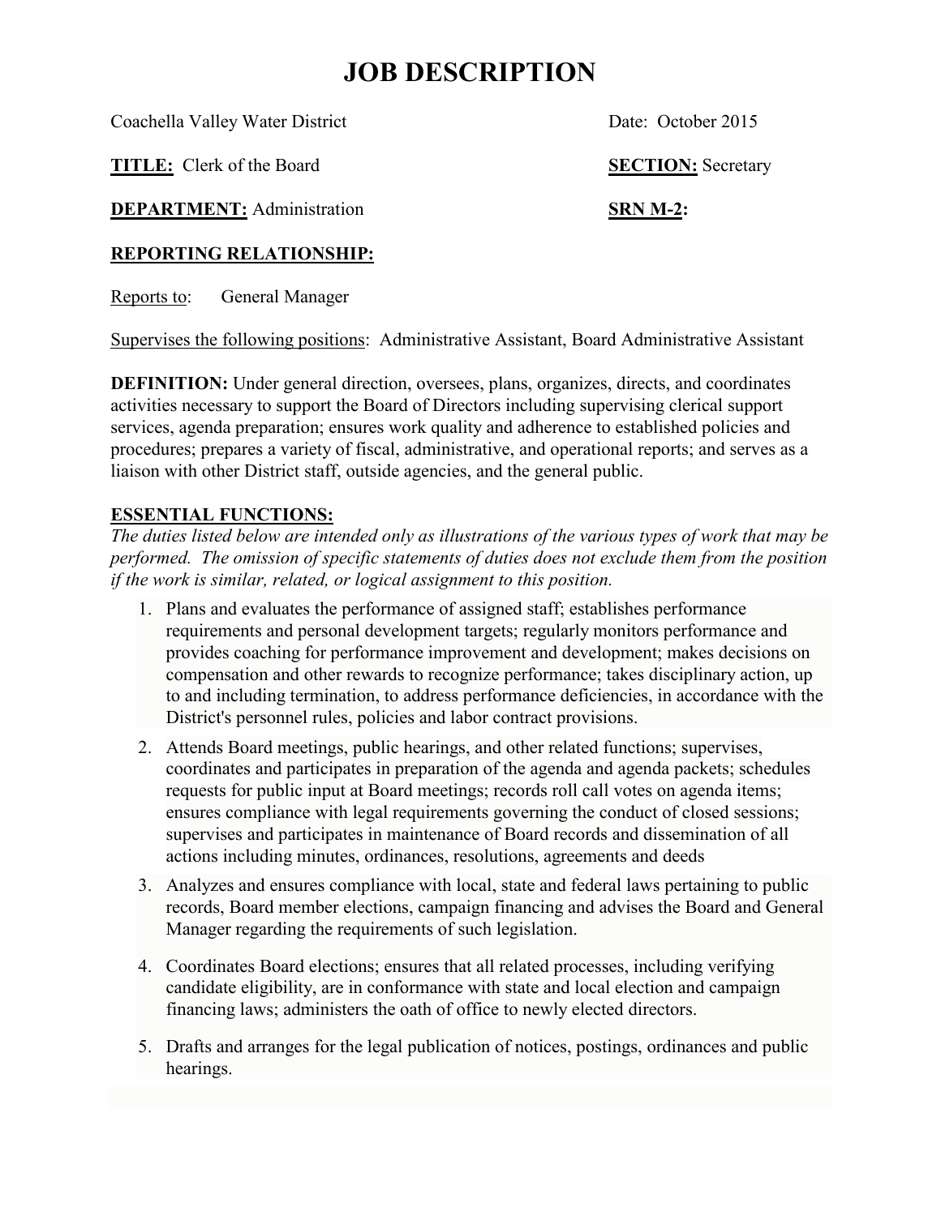# JOB DESCRIPTION

Coachella Valley Water District　　　　　　　　　　Date: October 2015

**TITLE:** Clerk of the Board　　　　　　　　　　**SECTION:** Secretary

**DEPARTMENT:** Administration　　　　　　　　　　**SRN M-2:**

**REPORTING RELATIONSHIP:**

Reports to: General Manager

Supervises the following positions: Administrative Assistant, Board Administrative Assistant

**DEFINITION:** Under general direction, oversees, plans, organizes, directs, and coordinates activities necessary to support the Board of Directors including supervising clerical support services, agenda preparation; ensures work quality and adherence to established policies and procedures; prepares a variety of fiscal, administrative, and operational reports; and serves as a liaison with other District staff, outside agencies, and the general public.

**ESSENTIAL FUNCTIONS:**

*The duties listed below are intended only as illustrations of the various types of work that may be performed. The omission of specific statements of duties does not exclude them from the position if the work is similar, related, or logical assignment to this position.*

1. Plans and evaluates the performance of assigned staff; establishes performance requirements and personal development targets; regularly monitors performance and provides coaching for performance improvement and development; makes decisions on compensation and other rewards to recognize performance; takes disciplinary action, up to and including termination, to address performance deficiencies, in accordance with the District's personnel rules, policies and labor contract provisions.
2. Attends Board meetings, public hearings, and other related functions; supervises, coordinates and participates in preparation of the agenda and agenda packets; schedules requests for public input at Board meetings; records roll call votes on agenda items; ensures compliance with legal requirements governing the conduct of closed sessions; supervises and participates in maintenance of Board records and dissemination of all actions including minutes, ordinances, resolutions, agreements and deeds
3. Analyzes and ensures compliance with local, state and federal laws pertaining to public records, Board member elections, campaign financing and advises the Board and General Manager regarding the requirements of such legislation.
4. Coordinates Board elections; ensures that all related processes, including verifying candidate eligibility, are in conformance with state and local election and campaign financing laws; administers the oath of office to newly elected directors.
5. Drafts and arranges for the legal publication of notices, postings, ordinances and public hearings.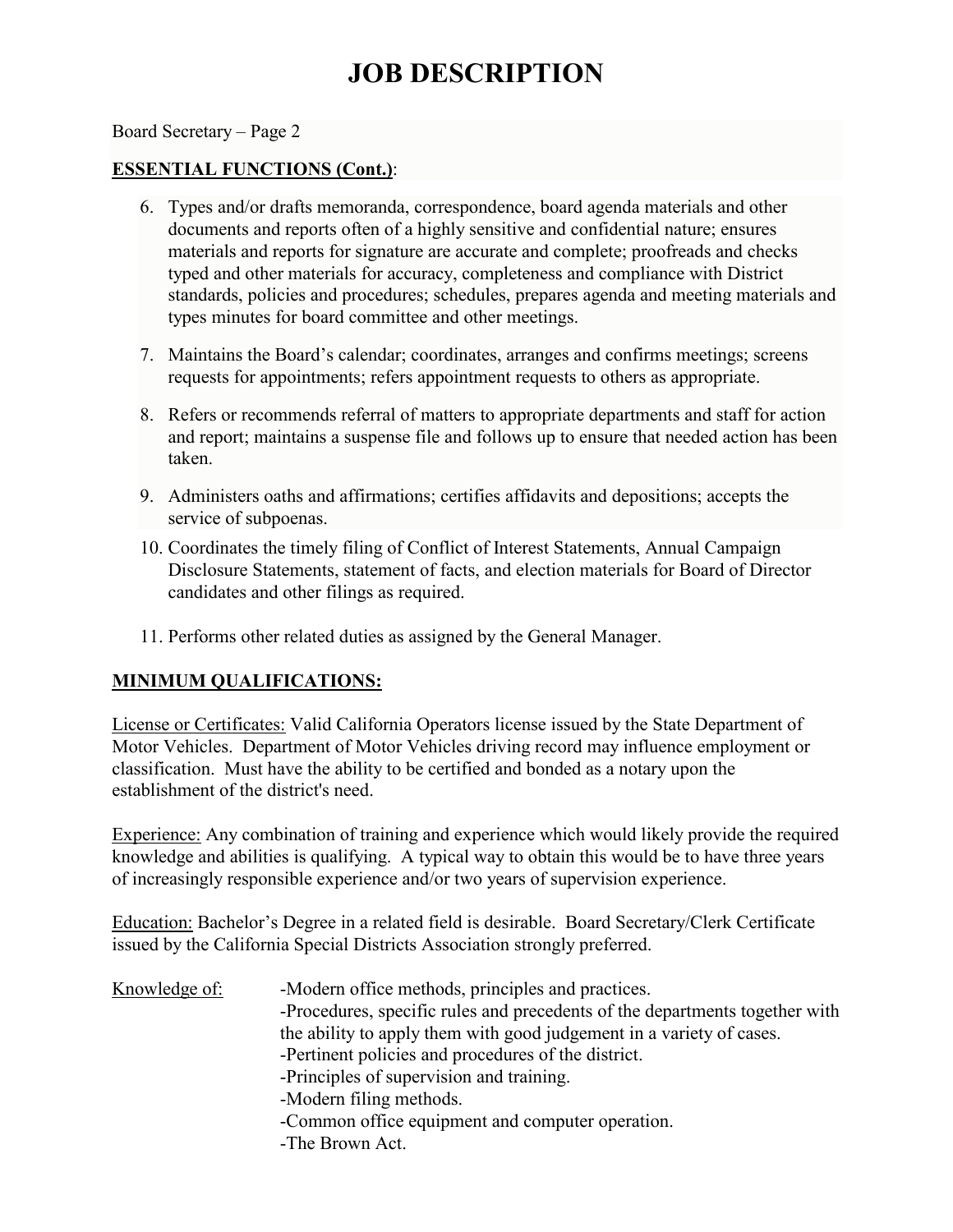# JOB DESCRIPTION

Board Secretary – Page 2

**ESSENTIAL FUNCTIONS (Cont.)**:

6. Types and/or drafts memoranda, correspondence, board agenda materials and other documents and reports often of a highly sensitive and confidential nature; ensures materials and reports for signature are accurate and complete; proofreads and checks typed and other materials for accuracy, completeness and compliance with District standards, policies and procedures; schedules, prepares agenda and meeting materials and types minutes for board committee and other meetings.
7. Maintains the Board's calendar; coordinates, arranges and confirms meetings; screens requests for appointments; refers appointment requests to others as appropriate.
8. Refers or recommends referral of matters to appropriate departments and staff for action and report; maintains a suspense file and follows up to ensure that needed action has been taken.
9. Administers oaths and affirmations; certifies affidavits and depositions; accepts the service of subpoenas.
10. Coordinates the timely filing of Conflict of Interest Statements, Annual Campaign Disclosure Statements, statement of facts, and election materials for Board of Director candidates and other filings as required.
11. Performs other related duties as assigned by the General Manager.

**MINIMUM QUALIFICATIONS:**

License or Certificates: Valid California Operators license issued by the State Department of Motor Vehicles. Department of Motor Vehicles driving record may influence employment or classification. Must have the ability to be certified and bonded as a notary upon the establishment of the district's need.

Experience: Any combination of training and experience which would likely provide the required knowledge and abilities is qualifying. A typical way to obtain this would be to have three years of increasingly responsible experience and/or two years of supervision experience.

Education: Bachelor's Degree in a related field is desirable. Board Secretary/Clerk Certificate issued by the California Special Districts Association strongly preferred.

Knowledge of:

- Modern office methods, principles and practices.
- Procedures, specific rules and precedents of the departments together with the ability to apply them with good judgement in a variety of cases.
- Pertinent policies and procedures of the district.
- Principles of supervision and training.
- Modern filing methods.
- Common office equipment and computer operation.
- The Brown Act.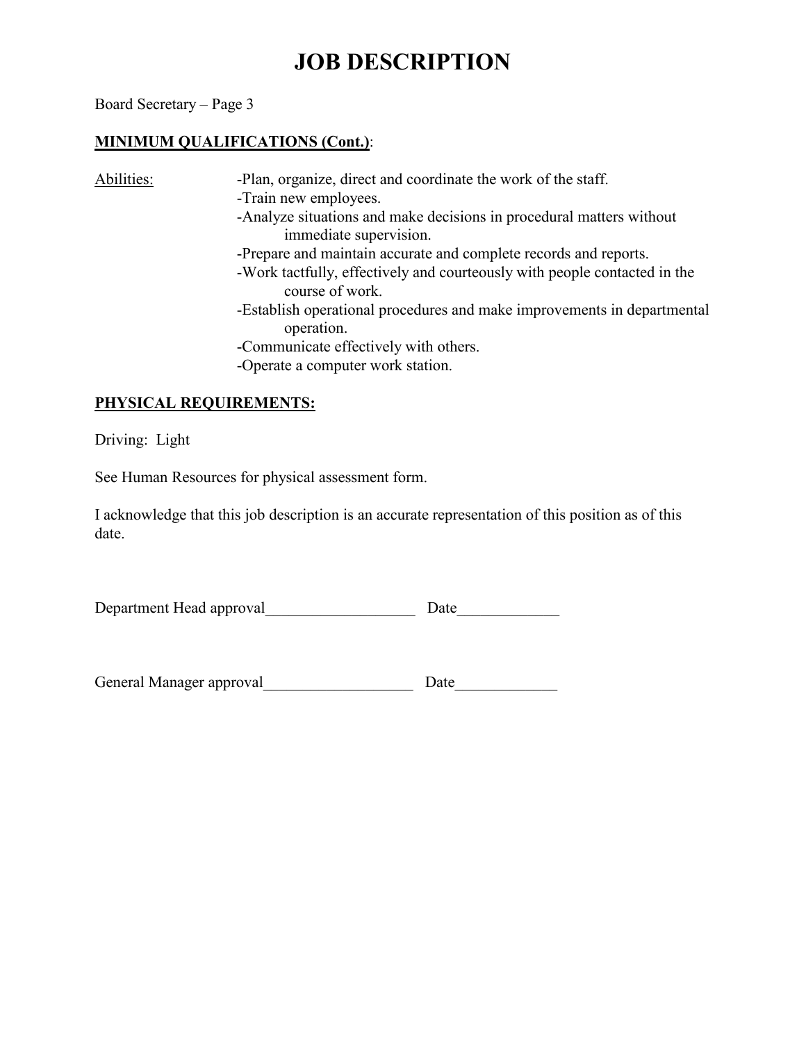# JOB DESCRIPTION

Board Secretary – Page 3

**MINIMUM QUALIFICATIONS (Cont.)**:

Abilities:

- Plan, organize, direct and coordinate the work of the staff.
- Train new employees.
- Analyze situations and make decisions in procedural matters without immediate supervision.
- Prepare and maintain accurate and complete records and reports.
- Work tactfully, effectively and courteously with people contacted in the course of work.
- Establish operational procedures and make improvements in departmental operation.
- Communicate effectively with others.
- Operate a computer work station.

**PHYSICAL REQUIREMENTS:**

Driving: Light

See Human Resources for physical assessment form.

I acknowledge that this job description is an accurate representation of this position as of this date.

Department Head approval___________________ Date_____________

General Manager approval___________________ Date_____________